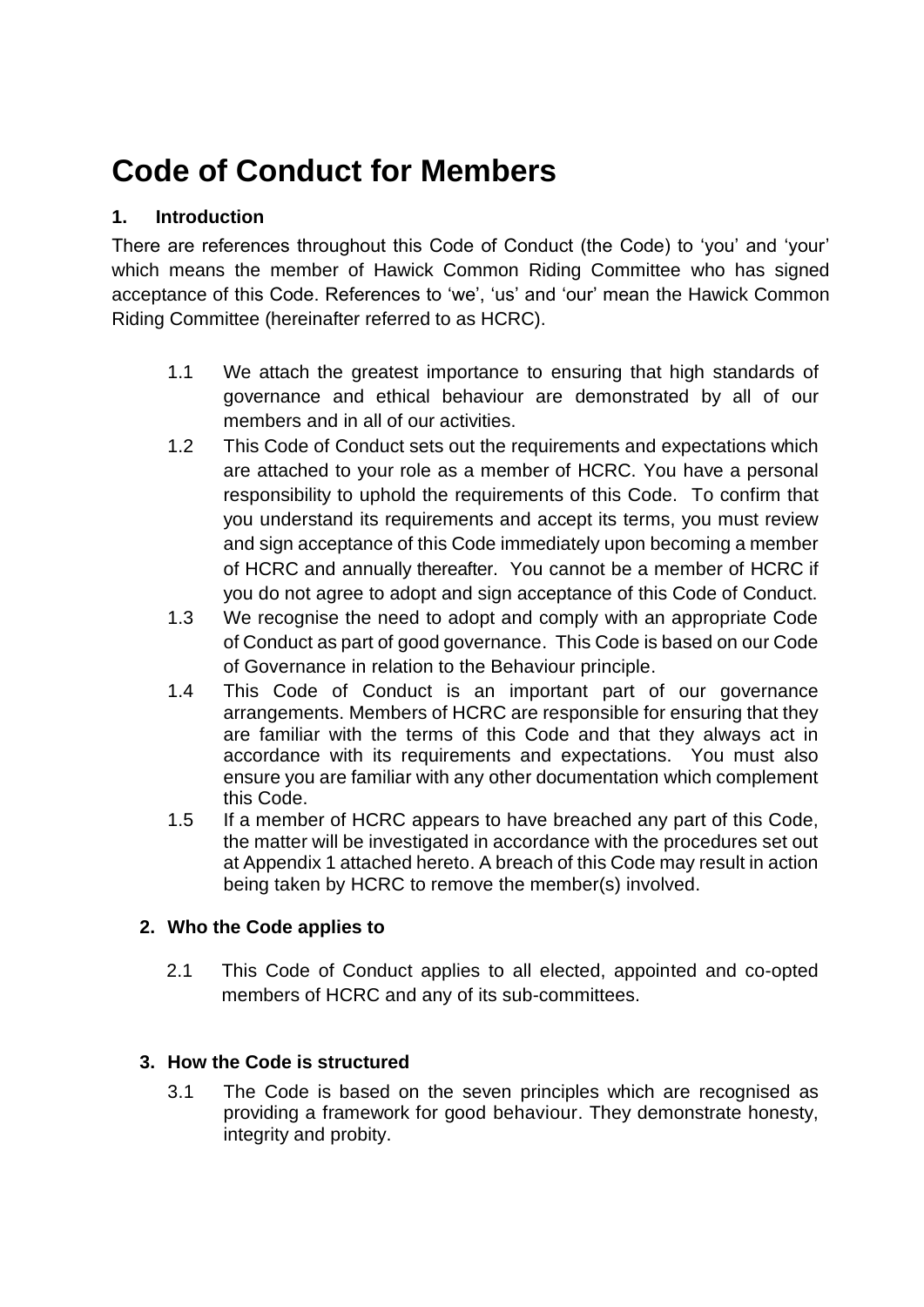# Code of Conduct for Members

## 1. Introduction

There are references throughout this Code of Conduct (the Code) to 'you' and 'your' which means the member of Hawick Common Riding Committee who has signed acceptance of this Code. References to 'we', 'us' and 'our' mean the Hawick Common Riding Committee (hereinafter referred to as HCRC).

1.1 We attach the greatest importance to ensuring that high standards of governance and ethical behaviour are demonstrated by all of our members and in all of our activities.

1.2 This Code of Conduct sets out the requirements and expectations which are attached to your role as a member of HCRC. You have a personal responsibility to uphold the requirements of this Code. To confirm that you understand its requirements and accept its terms, you must review and sign acceptance of this Code immediately upon becoming a member of HCRC and annually thereafter. You cannot be a member of HCRC if you do not agree to adopt and sign acceptance of this Code of Conduct.

1.3 We recognise the need to adopt and comply with an appropriate Code of Conduct as part of good governance. This Code is based on our Code of Governance in relation to the Behaviour principle.

1.4 This Code of Conduct is an important part of our governance arrangements. Members of HCRC are responsible for ensuring that they are familiar with the terms of this Code and that they always act in accordance with its requirements and expectations. You must also ensure you are familiar with any other documentation which complement this Code.

1.5 If a member of HCRC appears to have breached any part of this Code, the matter will be investigated in accordance with the procedures set out at Appendix 1 attached hereto. A breach of this Code may result in action being taken by HCRC to remove the member(s) involved.

## 2. Who the Code applies to

2.1 This Code of Conduct applies to all elected, appointed and co-opted members of HCRC and any of its sub-committees.

## 3. How the Code is structured

3.1 The Code is based on the seven principles which are recognised as providing a framework for good behaviour. They demonstrate honesty, integrity and probity.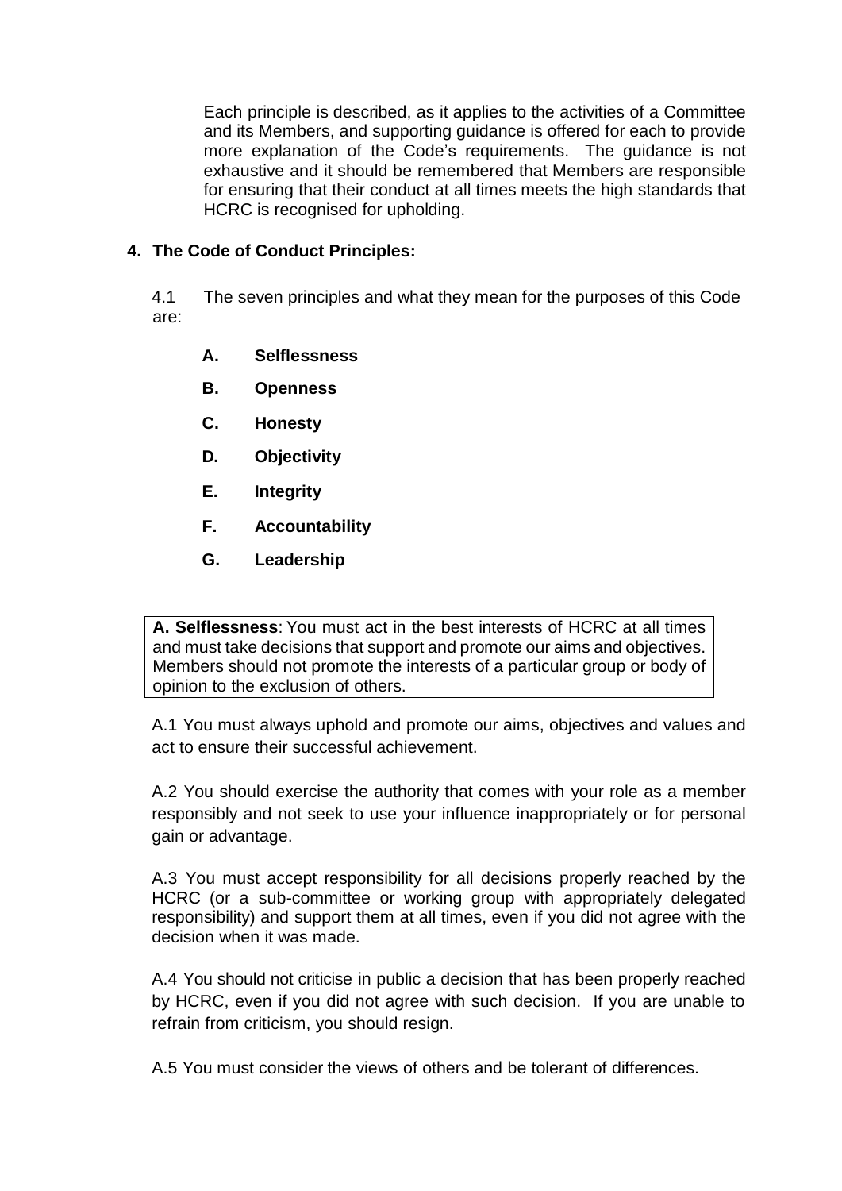Each principle is described, as it applies to the activities of a Committee and its Members, and supporting guidance is offered for each to provide more explanation of the Code's requirements. The guidance is not exhaustive and it should be remembered that Members are responsible for ensuring that their conduct at all times meets the high standards that HCRC is recognised for upholding.

## 4. The Code of Conduct Principles:

4.1 The seven principles and what they mean for the purposes of this Code are:

- **A. Selflessness**
- **B. Openness**
- **C. Honesty**
- **D. Objectivity**
- **E. Integrity**
- **F. Accountability**
- **G. Leadership**

**A. Selflessness**: You must act in the best interests of HCRC at all times and must take decisions that support and promote our aims and objectives. Members should not promote the interests of a particular group or body of opinion to the exclusion of others.

A.1 You must always uphold and promote our aims, objectives and values and act to ensure their successful achievement.

A.2 You should exercise the authority that comes with your role as a member responsibly and not seek to use your influence inappropriately or for personal gain or advantage.

A.3 You must accept responsibility for all decisions properly reached by the HCRC (or a sub-committee or working group with appropriately delegated responsibility) and support them at all times, even if you did not agree with the decision when it was made.

A.4 You should not criticise in public a decision that has been properly reached by HCRC, even if you did not agree with such decision. If you are unable to refrain from criticism, you should resign.

A.5 You must consider the views of others and be tolerant of differences.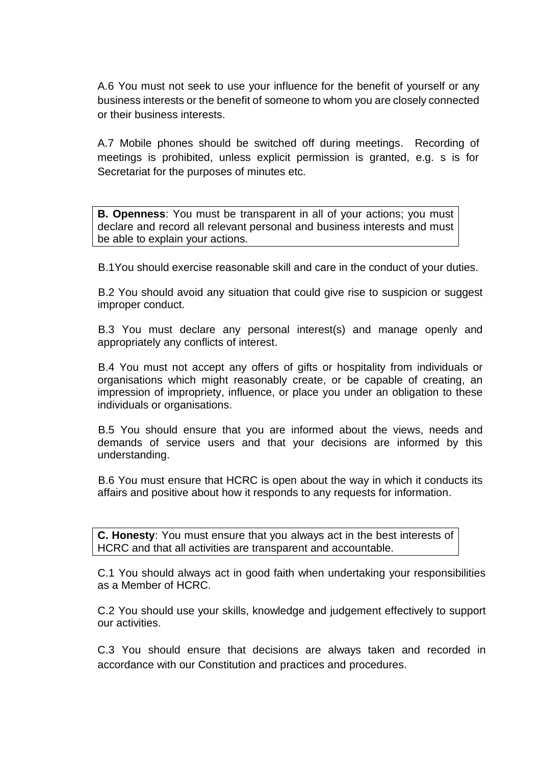A.6 You must not seek to use your influence for the benefit of yourself or any business interests or the benefit of someone to whom you are closely connected or their business interests.

A.7 Mobile phones should be switched off during meetings. Recording of meetings is prohibited, unless explicit permission is granted, e.g. s is for Secretariat for the purposes of minutes etc.

**B. Openness**: You must be transparent in all of your actions; you must declare and record all relevant personal and business interests and must be able to explain your actions.

B.1You should exercise reasonable skill and care in the conduct of your duties.

B.2 You should avoid any situation that could give rise to suspicion or suggest improper conduct.

B.3 You must declare any personal interest(s) and manage openly and appropriately any conflicts of interest.

B.4 You must not accept any offers of gifts or hospitality from individuals or organisations which might reasonably create, or be capable of creating, an impression of impropriety, influence, or place you under an obligation to these individuals or organisations.

B.5 You should ensure that you are informed about the views, needs and demands of service users and that your decisions are informed by this understanding.

B.6 You must ensure that HCRC is open about the way in which it conducts its affairs and positive about how it responds to any requests for information.

**C. Honesty**: You must ensure that you always act in the best interests of HCRC and that all activities are transparent and accountable.

C.1 You should always act in good faith when undertaking your responsibilities as a Member of HCRC.

C.2 You should use your skills, knowledge and judgement effectively to support our activities.

C.3 You should ensure that decisions are always taken and recorded in accordance with our Constitution and practices and procedures.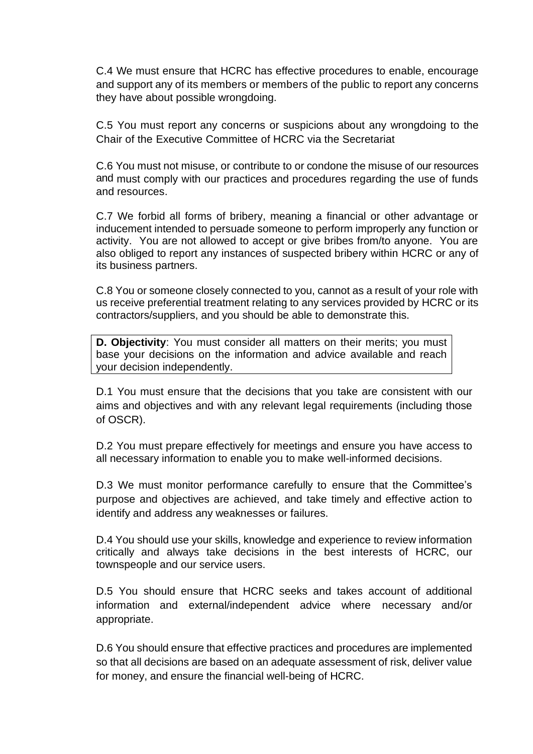C.4 We must ensure that HCRC has effective procedures to enable, encourage and support any of its members or members of the public to report any concerns they have about possible wrongdoing.

C.5 You must report any concerns or suspicions about any wrongdoing to the Chair of the Executive Committee of HCRC via the Secretariat

C.6 You must not misuse, or contribute to or condone the misuse of our resources and must comply with our practices and procedures regarding the use of funds and resources.

C.7 We forbid all forms of bribery, meaning a financial or other advantage or inducement intended to persuade someone to perform improperly any function or activity. You are not allowed to accept or give bribes from/to anyone. You are also obliged to report any instances of suspected bribery within HCRC or any of its business partners.

C.8 You or someone closely connected to you, cannot as a result of your role with us receive preferential treatment relating to any services provided by HCRC or its contractors/suppliers, and you should be able to demonstrate this.

**D. Objectivity**: You must consider all matters on their merits; you must base your decisions on the information and advice available and reach your decision independently.

D.1 You must ensure that the decisions that you take are consistent with our aims and objectives and with any relevant legal requirements (including those of OSCR).

D.2 You must prepare effectively for meetings and ensure you have access to all necessary information to enable you to make well-informed decisions.

D.3 We must monitor performance carefully to ensure that the Committee's purpose and objectives are achieved, and take timely and effective action to identify and address any weaknesses or failures.

D.4 You should use your skills, knowledge and experience to review information critically and always take decisions in the best interests of HCRC, our townspeople and our service users.

D.5 You should ensure that HCRC seeks and takes account of additional information and external/independent advice where necessary and/or appropriate.

D.6 You should ensure that effective practices and procedures are implemented so that all decisions are based on an adequate assessment of risk, deliver value for money, and ensure the financial well-being of HCRC.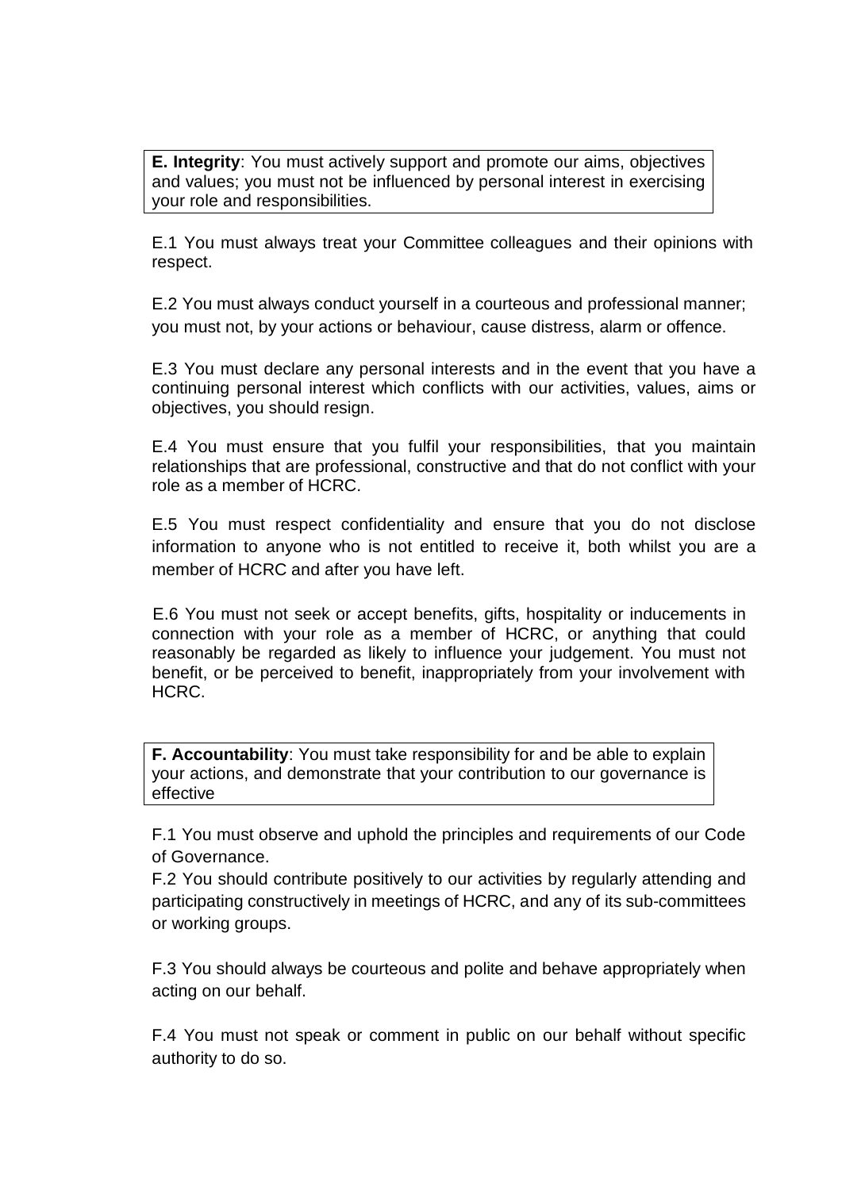**E. Integrity**: You must actively support and promote our aims, objectives and values; you must not be influenced by personal interest in exercising your role and responsibilities.

E.1 You must always treat your Committee colleagues and their opinions with respect.

E.2 You must always conduct yourself in a courteous and professional manner; you must not, by your actions or behaviour, cause distress, alarm or offence.

E.3 You must declare any personal interests and in the event that you have a continuing personal interest which conflicts with our activities, values, aims or objectives, you should resign.

E.4 You must ensure that you fulfil your responsibilities, that you maintain relationships that are professional, constructive and that do not conflict with your role as a member of HCRC.

E.5 You must respect confidentiality and ensure that you do not disclose information to anyone who is not entitled to receive it, both whilst you are a member of HCRC and after you have left.

E.6 You must not seek or accept benefits, gifts, hospitality or inducements in connection with your role as a member of HCRC, or anything that could reasonably be regarded as likely to influence your judgement. You must not benefit, or be perceived to benefit, inappropriately from your involvement with HCRC.

**F. Accountability**: You must take responsibility for and be able to explain your actions, and demonstrate that your contribution to our governance is effective

F.1 You must observe and uphold the principles and requirements of our Code of Governance.

F.2 You should contribute positively to our activities by regularly attending and participating constructively in meetings of HCRC, and any of its sub-committees or working groups.

F.3 You should always be courteous and polite and behave appropriately when acting on our behalf.

F.4 You must not speak or comment in public on our behalf without specific authority to do so.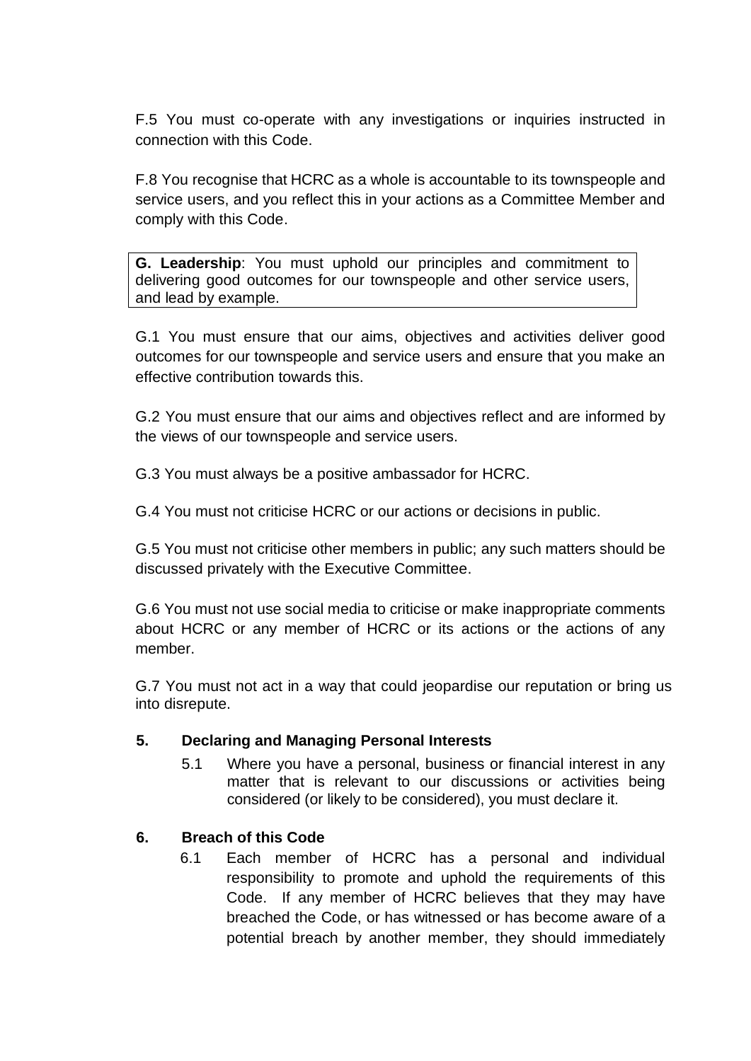F.5 You must co-operate with any investigations or inquiries instructed in connection with this Code.

F.8 You recognise that HCRC as a whole is accountable to its townspeople and service users, and you reflect this in your actions as a Committee Member and comply with this Code.

**G. Leadership**: You must uphold our principles and commitment to delivering good outcomes for our townspeople and other service users, and lead by example.

G.1 You must ensure that our aims, objectives and activities deliver good outcomes for our townspeople and service users and ensure that you make an effective contribution towards this.

G.2 You must ensure that our aims and objectives reflect and are informed by the views of our townspeople and service users.

G.3 You must always be a positive ambassador for HCRC.

G.4 You must not criticise HCRC or our actions or decisions in public.

G.5 You must not criticise other members in public; any such matters should be discussed privately with the Executive Committee.

G.6 You must not use social media to criticise or make inappropriate comments about HCRC or any member of HCRC or its actions or the actions of any member.

G.7 You must not act in a way that could jeopardise our reputation or bring us into disrepute.

## 5. Declaring and Managing Personal Interests

5.1 Where you have a personal, business or financial interest in any matter that is relevant to our discussions or activities being considered (or likely to be considered), you must declare it.

## 6. Breach of this Code

6.1 Each member of HCRC has a personal and individual responsibility to promote and uphold the requirements of this Code. If any member of HCRC believes that they may have breached the Code, or has witnessed or has become aware of a potential breach by another member, they should immediately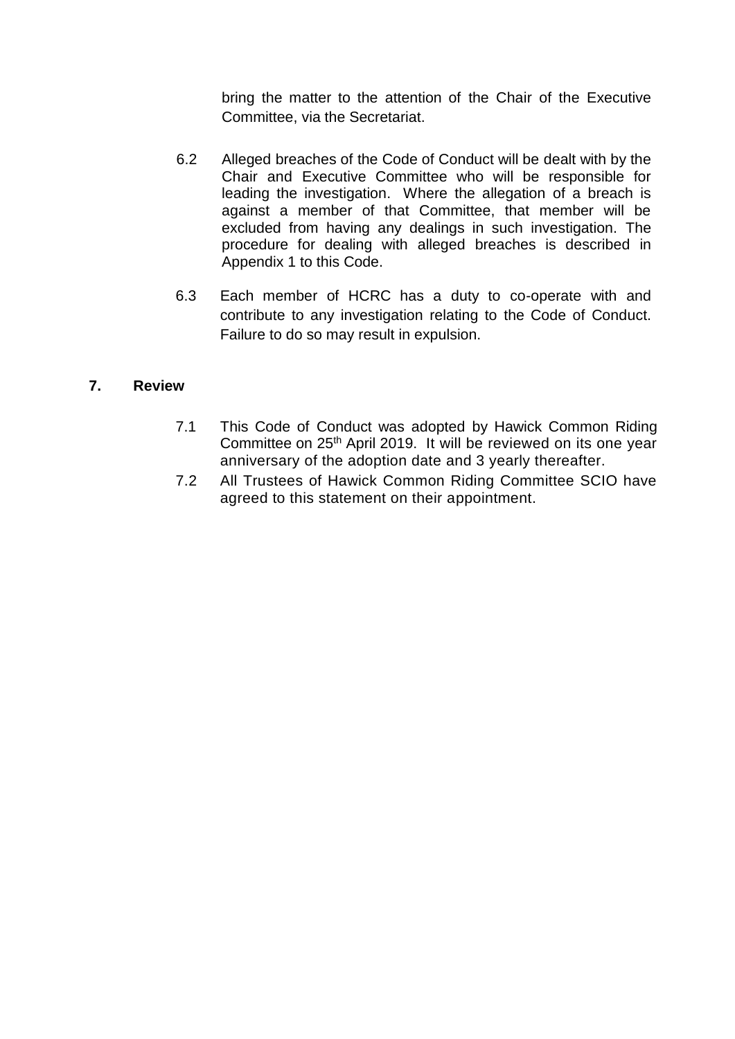bring the matter to the attention of the Chair of the Executive Committee, via the Secretariat.

6.2 Alleged breaches of the Code of Conduct will be dealt with by the Chair and Executive Committee who will be responsible for leading the investigation. Where the allegation of a breach is against a member of that Committee, that member will be excluded from having any dealings in such investigation. The procedure for dealing with alleged breaches is described in Appendix 1 to this Code.

6.3 Each member of HCRC has a duty to co-operate with and contribute to any investigation relating to the Code of Conduct. Failure to do so may result in expulsion.

## 7. Review

7.1 This Code of Conduct was adopted by Hawick Common Riding Committee on 25th April 2019. It will be reviewed on its one year anniversary of the adoption date and 3 yearly thereafter.

7.2 All Trustees of Hawick Common Riding Committee SCIO have agreed to this statement on their appointment.